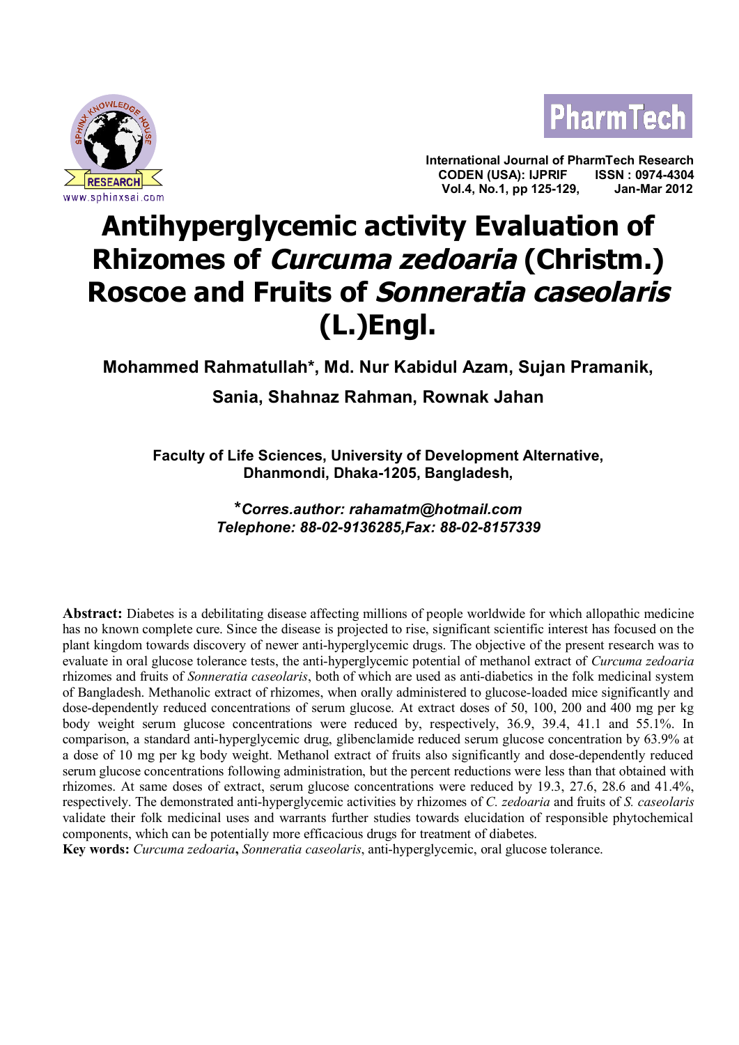# Antihyperglycemic activity Evaluation of Rhizomes of *Curcuma zedoaria* (Christm.) Roscoe and Fruits of *Sonneratia caseolaris* (L.)Engl.

**Mohammed Rahmatullah\*, Md. Nur Kabidul Azam, Sujan Pramanik, Sania, Shahnaz Rahman, Rownak Jahan**

**Faculty of Life Sciences, University of Development Alternative, Dhanmondi, Dhaka-1205, Bangladesh,**

***\*Corres.author: rahamatm@hotmail.com***
***Telephone: 88-02-9136285,Fax: 88-02-8157339***

**Abstract:** Diabetes is a debilitating disease affecting millions of people worldwide for which allopathic medicine has no known complete cure. Since the disease is projected to rise, significant scientific interest has focused on the plant kingdom towards discovery of newer anti-hyperglycemic drugs. The objective of the present research was to evaluate in oral glucose tolerance tests, the anti-hyperglycemic potential of methanol extract of *Curcuma zedoaria* rhizomes and fruits of *Sonneratia caseolaris*, both of which are used as anti-diabetics in the folk medicinal system of Bangladesh. Methanolic extract of rhizomes, when orally administered to glucose-loaded mice significantly and dose-dependently reduced concentrations of serum glucose. At extract doses of 50, 100, 200 and 400 mg per kg body weight serum glucose concentrations were reduced by, respectively, 36.9, 39.4, 41.1 and 55.1%. In comparison, a standard anti-hyperglycemic drug, glibenclamide reduced serum glucose concentration by 63.9% at a dose of 10 mg per kg body weight. Methanol extract of fruits also significantly and dose-dependently reduced serum glucose concentrations following administration, but the percent reductions were less than that obtained with rhizomes. At same doses of extract, serum glucose concentrations were reduced by 19.3, 27.6, 28.6 and 41.4%, respectively. The demonstrated anti-hyperglycemic activities by rhizomes of *C. zedoaria* and fruits of *S. caseolaris* validate their folk medicinal uses and warrants further studies towards elucidation of responsible phytochemical components, which can be potentially more efficacious drugs for treatment of diabetes.

**Key words:** *Curcuma zedoaria*, *Sonneratia caseolaris*, anti-hyperglycemic, oral glucose tolerance.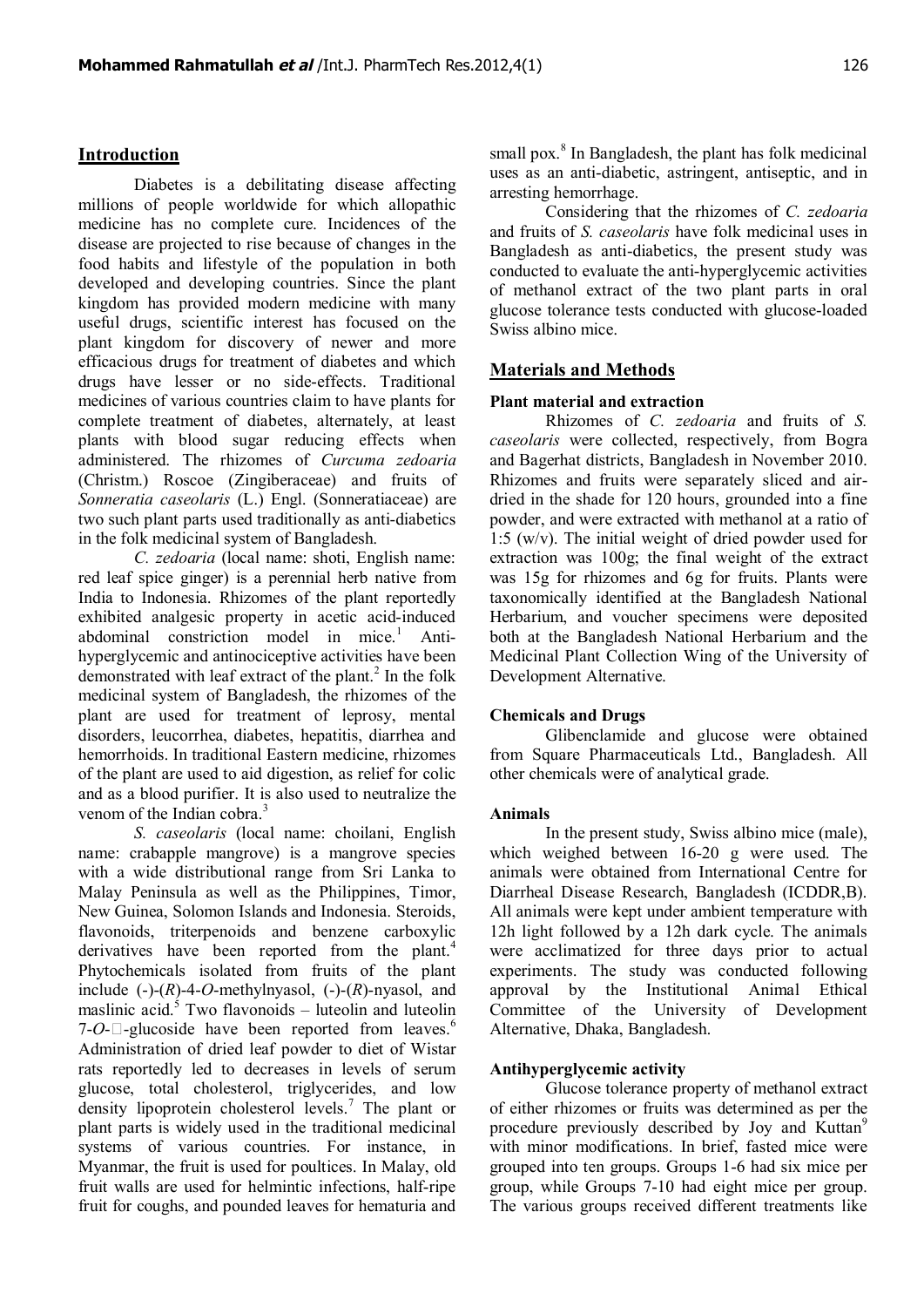## Introduction

Diabetes is a debilitating disease affecting millions of people worldwide for which allopathic medicine has no complete cure. Incidences of the disease are projected to rise because of changes in the food habits and lifestyle of the population in both developed and developing countries. Since the plant kingdom has provided modern medicine with many useful drugs, scientific interest has focused on the plant kingdom for discovery of newer and more efficacious drugs for treatment of diabetes and which drugs have lesser or no side-effects. Traditional medicines of various countries claim to have plants for complete treatment of diabetes, alternately, at least plants with blood sugar reducing effects when administered. The rhizomes of *Curcuma zedoaria* (Christm.) Roscoe (Zingiberaceae) and fruits of *Sonneratia caseolaris* (L.) Engl. (Sonneratiaceae) are two such plant parts used traditionally as anti-diabetics in the folk medicinal system of Bangladesh.

*C. zedoaria* (local name: shoti, English name: red leaf spice ginger) is a perennial herb native from India to Indonesia. Rhizomes of the plant reportedly exhibited analgesic property in acetic acid-induced abdominal constriction model in mice.[1] Anti-hyperglycemic and antinociceptive activities have been demonstrated with leaf extract of the plant.[2] In the folk medicinal system of Bangladesh, the rhizomes of the plant are used for treatment of leprosy, mental disorders, leucorrhea, diabetes, hepatitis, diarrhea and hemorrhoids. In traditional Eastern medicine, rhizomes of the plant are used to aid digestion, as relief for colic and as a blood purifier. It is also used to neutralize the venom of the Indian cobra.[3]

*S. caseolaris* (local name: choilani, English name: crabapple mangrove) is a mangrove species with a wide distributional range from Sri Lanka to Malay Peninsula as well as the Philippines, Timor, New Guinea, Solomon Islands and Indonesia. Steroids, flavonoids, triterpenoids and benzene carboxylic derivatives have been reported from the plant.[4] Phytochemicals isolated from fruits of the plant include (-)-(*R*)-4-*O*-methylnyasol, (-)-(*R*)-nyasol, and maslinic acid.[5] Two flavonoids – luteolin and luteolin 7-*O*-β-glucoside have been reported from leaves.[6] Administration of dried leaf powder to diet of Wistar rats reportedly led to decreases in levels of serum glucose, total cholesterol, triglycerides, and low density lipoprotein cholesterol levels.[7] The plant or plant parts is widely used in the traditional medicinal systems of various countries. For instance, in Myanmar, the fruit is used for poultices. In Malay, old fruit walls are used for helmintic infections, half-ripe fruit for coughs, and pounded leaves for hematuria and small pox.[8] In Bangladesh, the plant has folk medicinal uses as an anti-diabetic, astringent, antiseptic, and in arresting hemorrhage.

Considering that the rhizomes of *C. zedoaria* and fruits of *S. caseolaris* have folk medicinal uses in Bangladesh as anti-diabetics, the present study was conducted to evaluate the anti-hyperglycemic activities of methanol extract of the two plant parts in oral glucose tolerance tests conducted with glucose-loaded Swiss albino mice.

## Materials and Methods

### Plant material and extraction

Rhizomes of *C. zedoaria* and fruits of *S. caseolaris* were collected, respectively, from Bogra and Bagerhat districts, Bangladesh in November 2010. Rhizomes and fruits were separately sliced and air-dried in the shade for 120 hours, grounded into a fine powder, and were extracted with methanol at a ratio of 1:5 (w/v). The initial weight of dried powder used for extraction was 100g; the final weight of the extract was 15g for rhizomes and 6g for fruits. Plants were taxonomically identified at the Bangladesh National Herbarium, and voucher specimens were deposited both at the Bangladesh National Herbarium and the Medicinal Plant Collection Wing of the University of Development Alternative.

### Chemicals and Drugs

Glibenclamide and glucose were obtained from Square Pharmaceuticals Ltd., Bangladesh. All other chemicals were of analytical grade.

### Animals

In the present study, Swiss albino mice (male), which weighed between 16-20 g were used. The animals were obtained from International Centre for Diarrheal Disease Research, Bangladesh (ICDDR,B). All animals were kept under ambient temperature with 12h light followed by a 12h dark cycle. The animals were acclimatized for three days prior to actual experiments. The study was conducted following approval by the Institutional Animal Ethical Committee of the University of Development Alternative, Dhaka, Bangladesh.

### Antihyperglycemic activity

Glucose tolerance property of methanol extract of either rhizomes or fruits was determined as per the procedure previously described by Joy and Kuttan[9] with minor modifications. In brief, fasted mice were grouped into ten groups. Groups 1-6 had six mice per group, while Groups 7-10 had eight mice per group. The various groups received different treatments like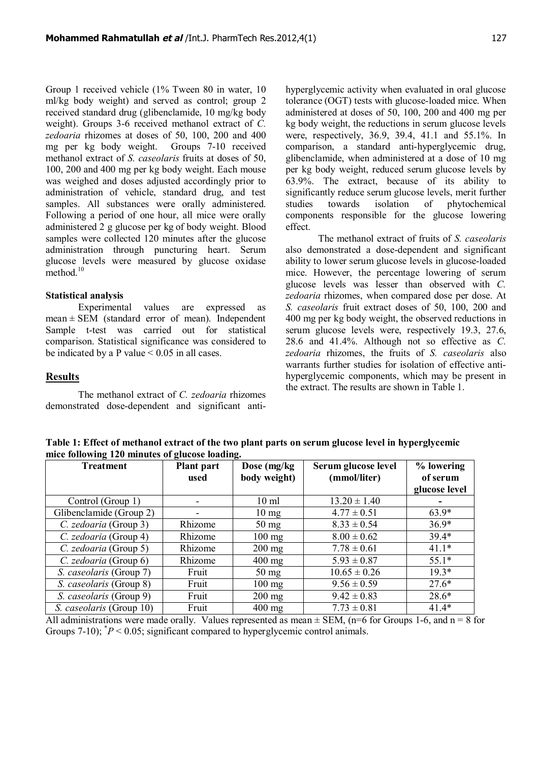Group 1 received vehicle (1% Tween 80 in water, 10 ml/kg body weight) and served as control; group 2 received standard drug (glibenclamide, 10 mg/kg body weight). Groups 3-6 received methanol extract of *C. zedoaria* rhizomes at doses of 50, 100, 200 and 400 mg per kg body weight. Groups 7-10 received methanol extract of *S. caseolaris* fruits at doses of 50, 100, 200 and 400 mg per kg body weight. Each mouse was weighed and doses adjusted accordingly prior to administration of vehicle, standard drug, and test samples. All substances were orally administered. Following a period of one hour, all mice were orally administered 2 g glucose per kg of body weight. Blood samples were collected 120 minutes after the glucose administration through puncturing heart. Serum glucose levels were measured by glucose oxidase method.[10]

**Statistical analysis**

Experimental values are expressed as mean ± SEM (standard error of mean). Independent Sample t-test was carried out for statistical comparison. Statistical significance was considered to be indicated by a P value < 0.05 in all cases.

## Results

The methanol extract of *C. zedoaria* rhizomes demonstrated dose-dependent and significant anti-hyperglycemic activity when evaluated in oral glucose tolerance (OGT) tests with glucose-loaded mice. When administered at doses of 50, 100, 200 and 400 mg per kg body weight, the reductions in serum glucose levels were, respectively, 36.9, 39.4, 41.1 and 55.1%. In comparison, a standard anti-hyperglycemic drug, glibenclamide, when administered at a dose of 10 mg per kg body weight, reduced serum glucose levels by 63.9%. The extract, because of its ability to significantly reduce serum glucose levels, merit further studies towards isolation of phytochemical components responsible for the glucose lowering effect.

The methanol extract of fruits of *S. caseolaris* also demonstrated a dose-dependent and significant ability to lower serum glucose levels in glucose-loaded mice. However, the percentage lowering of serum glucose levels was lesser than observed with *C. zedoaria* rhizomes, when compared dose per dose. At *S. caseolaris* fruit extract doses of 50, 100, 200 and 400 mg per kg body weight, the observed reductions in serum glucose levels were, respectively 19.3, 27.6, 28.6 and 41.4%. Although not so effective as *C. zedoaria* rhizomes, the fruits of *S. caseolaris* also warrants further studies for isolation of effective anti-hyperglycemic components, which may be present in the extract. The results are shown in Table 1.

**Table 1: Effect of methanol extract of the two plant parts on serum glucose level in hyperglycemic mice following 120 minutes of glucose loading.**

| Treatment | Plant part used | Dose (mg/kg body weight) | Serum glucose level (mmol/liter) | % lowering of serum glucose level |
|---|---|---|---|---|
| Control (Group 1) | - | 10 ml | 13.20 ± 1.40 | - |
| Glibenclamide (Group 2) | - | 10 mg | 4.77 ± 0.51 | 63.9* |
| *C. zedoaria* (Group 3) | Rhizome | 50 mg | 8.33 ± 0.54 | 36.9* |
| *C. zedoaria* (Group 4) | Rhizome | 100 mg | 8.00 ± 0.62 | 39.4* |
| *C. zedoaria* (Group 5) | Rhizome | 200 mg | 7.78 ± 0.61 | 41.1* |
| *C. zedoaria* (Group 6) | Rhizome | 400 mg | 5.93 ± 0.87 | 55.1* |
| *S. caseolaris* (Group 7) | Fruit | 50 mg | 10.65 ± 0.26 | 19.3* |
| *S. caseolaris* (Group 8) | Fruit | 100 mg | 9.56 ± 0.59 | 27.6* |
| *S. caseolaris* (Group 9) | Fruit | 200 mg | 9.42 ± 0.83 | 28.6* |
| *S. caseolaris* (Group 10) | Fruit | 400 mg | 7.73 ± 0.81 | 41.4* |

All administrations were made orally. Values represented as mean ± SEM, (n=6 for Groups 1-6, and n = 8 for Groups 7-10); $^{*}P < 0.05$; significant compared to hyperglycemic control animals.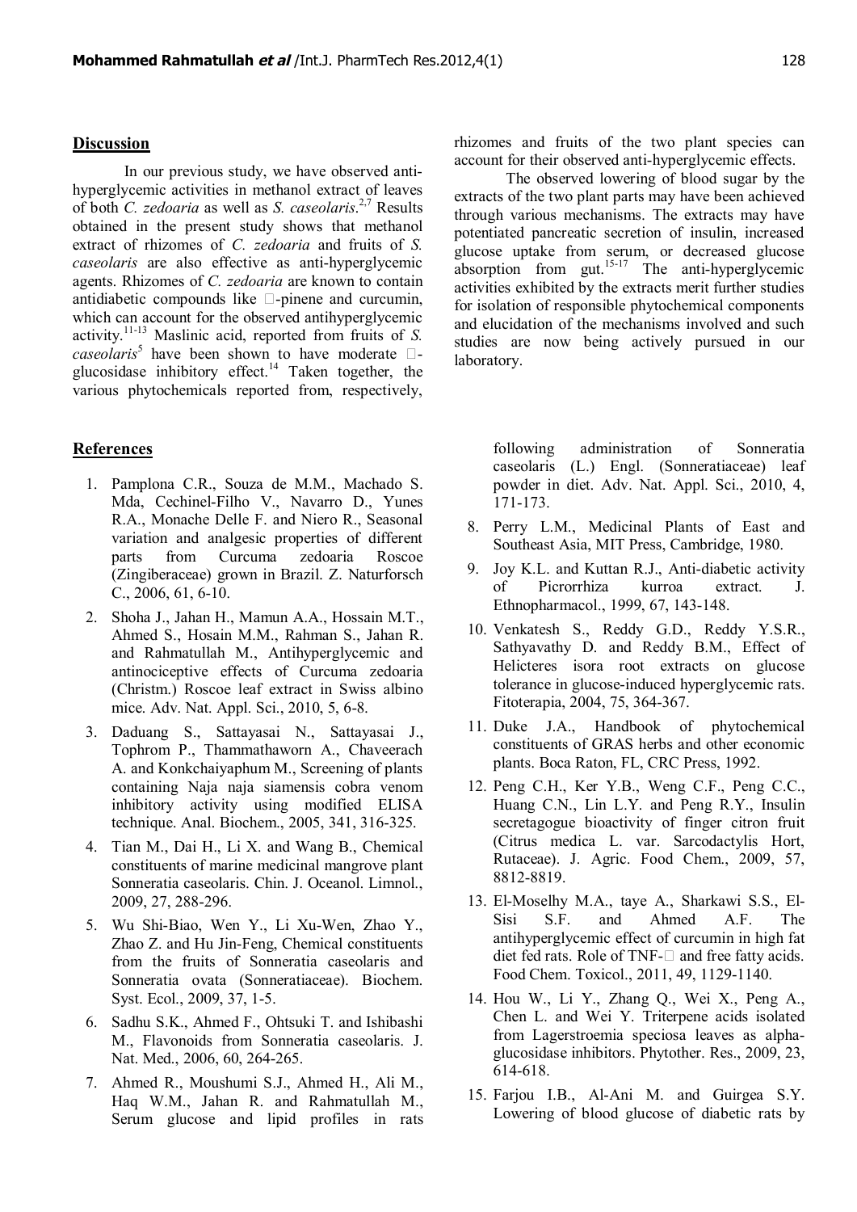## Discussion

In our previous study, we have observed anti-hyperglycemic activities in methanol extract of leaves of both *C. zedoaria* as well as *S. caseolaris*.[2,7] Results obtained in the present study shows that methanol extract of rhizomes of *C. zedoaria* and fruits of *S. caseolaris* are also effective as anti-hyperglycemic agents. Rhizomes of *C. zedoaria* are known to contain antidiabetic compounds like -pinene and curcumin, which can account for the observed antihyperglycemic activity.[11-13] Maslinic acid, reported from fruits of *S. caseolaris*[5] have been shown to have moderate -glucosidase inhibitory effect.[14] Taken together, the various phytochemicals reported from, respectively, rhizomes and fruits of the two plant species can account for their observed anti-hyperglycemic effects.

The observed lowering of blood sugar by the extracts of the two plant parts may have been achieved through various mechanisms. The extracts may have potentiated pancreatic secretion of insulin, increased glucose uptake from serum, or decreased glucose absorption from gut.[15-17] The anti-hyperglycemic activities exhibited by the extracts merit further studies for isolation of responsible phytochemical components and elucidation of the mechanisms involved and such studies are now being actively pursued in our laboratory.

## References

1. Pamplona C.R., Souza de M.M., Machado S. Mda, Cechinel-Filho V., Navarro D., Yunes R.A., Monache Delle F. and Niero R., Seasonal variation and analgesic properties of different parts from Curcuma zedoaria Roscoe (Zingiberaceae) grown in Brazil. Z. Naturforsch C., 2006, 61, 6-10.
2. Shoha J., Jahan H., Mamun A.A., Hossain M.T., Ahmed S., Hosain M.M., Rahman S., Jahan R. and Rahmatullah M., Antihyperglycemic and antinociceptive effects of Curcuma zedoaria (Christm.) Roscoe leaf extract in Swiss albino mice. Adv. Nat. Appl. Sci., 2010, 5, 6-8.
3. Daduang S., Sattayasai N., Sattayasai J., Tophrom P., Thammathaworn A., Chaveerach A. and Konkchaiyaphum M., Screening of plants containing Naja naja siamensis cobra venom inhibitory activity using modified ELISA technique. Anal. Biochem., 2005, 341, 316-325.
4. Tian M., Dai H., Li X. and Wang B., Chemical constituents of marine medicinal mangrove plant Sonneratia caseolaris. Chin. J. Oceanol. Limnol., 2009, 27, 288-296.
5. Wu Shi-Biao, Wen Y., Li Xu-Wen, Zhao Y., Zhao Z. and Hu Jin-Feng, Chemical constituents from the fruits of Sonneratia caseolaris and Sonneratia ovata (Sonneratiaceae). Biochem. Syst. Ecol., 2009, 37, 1-5.
6. Sadhu S.K., Ahmed F., Ohtsuki T. and Ishibashi M., Flavonoids from Sonneratia caseolaris. J. Nat. Med., 2006, 60, 264-265.
7. Ahmed R., Moushumi S.J., Ahmed H., Ali M., Haq W.M., Jahan R. and Rahmatullah M., Serum glucose and lipid profiles in rats following administration of Sonneratia caseolaris (L.) Engl. (Sonneratiaceae) leaf powder in diet. Adv. Nat. Appl. Sci., 2010, 4, 171-173.
8. Perry L.M., Medicinal Plants of East and Southeast Asia, MIT Press, Cambridge, 1980.
9. Joy K.L. and Kuttan R.J., Anti-diabetic activity of Picrorrhiza kurroa extract. J. Ethnopharmacol., 1999, 67, 143-148.
10. Venkatesh S., Reddy G.D., Reddy Y.S.R., Sathyavathy D. and Reddy B.M., Effect of Helicteres isora root extracts on glucose tolerance in glucose-induced hyperglycemic rats. Fitoterapia, 2004, 75, 364-367.
11. Duke J.A., Handbook of phytochemical constituents of GRAS herbs and other economic plants. Boca Raton, FL, CRC Press, 1992.
12. Peng C.H., Ker Y.B., Weng C.F., Peng C.C., Huang C.N., Lin L.Y. and Peng R.Y., Insulin secretagogue bioactivity of finger citron fruit (Citrus medica L. var. Sarcodactylis Hort, Rutaceae). J. Agric. Food Chem., 2009, 57, 8812-8819.
13. El-Moselhy M.A., taye A., Sharkawi S.S., El-Sisi S.F. and Ahmed A.F. The antihyperglycemic effect of curcumin in high fat diet fed rats. Role of TNF- and free fatty acids. Food Chem. Toxicol., 2011, 49, 1129-1140.
14. Hou W., Li Y., Zhang Q., Wei X., Peng A., Chen L. and Wei Y. Triterpene acids isolated from Lagerstroemia speciosa leaves as alpha-glucosidase inhibitors. Phytother. Res., 2009, 23, 614-618.
15. Farjou I.B., Al-Ani M. and Guirgea S.Y. Lowering of blood glucose of diabetic rats by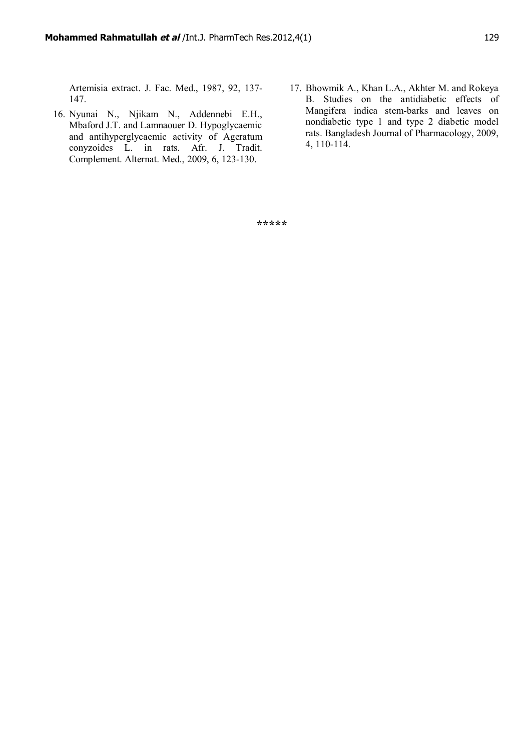Artemisia extract. J. Fac. Med., 1987, 92, 137-147.

16. Nyunai N., Njikam N., Addennebi E.H., Mbaford J.T. and Lamnaouer D. Hypoglycaemic and antihyperglycaemic activity of Ageratum conyzoides L. in rats. Afr. J. Tradit. Complement. Alternat. Med., 2009, 6, 123-130.
17. Bhowmik A., Khan L.A., Akhter M. and Rokeya B. Studies on the antidiabetic effects of Mangifera indica stem-barks and leaves on nondiabetic type 1 and type 2 diabetic model rats. Bangladesh Journal of Pharmacology, 2009, 4, 110-114.

*****